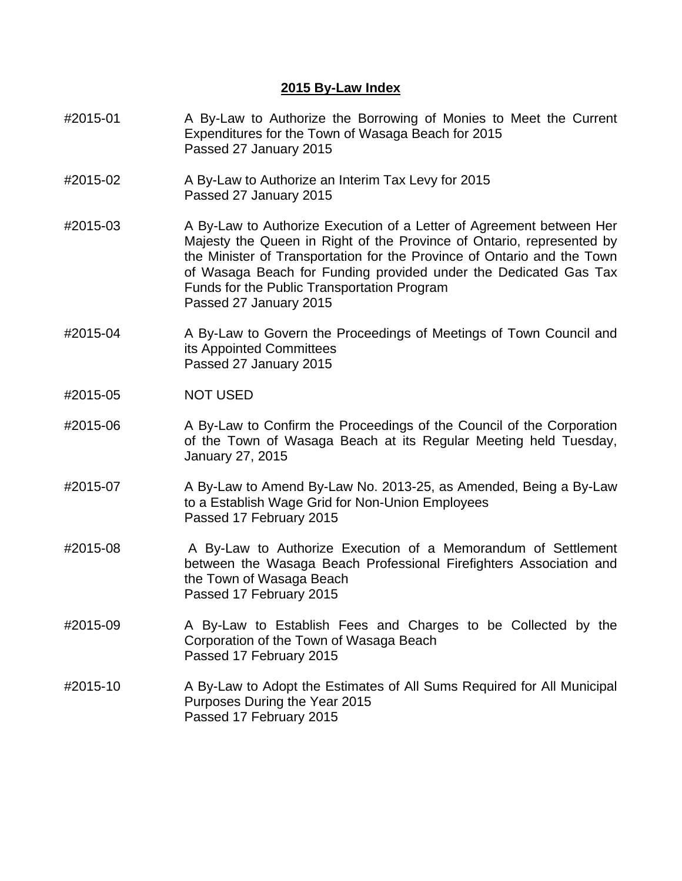## 2015 By-Law Index

#2015-01 A By-Law to Authorize the Borrowing of Monies to Meet the Current Expenditures for the Town of Wasaga Beach for 2015
Passed 27 January 2015

#2015-02 A By-Law to Authorize an Interim Tax Levy for 2015
Passed 27 January 2015

#2015-03 A By-Law to Authorize Execution of a Letter of Agreement between Her Majesty the Queen in Right of the Province of Ontario, represented by the Minister of Transportation for the Province of Ontario and the Town of Wasaga Beach for Funding provided under the Dedicated Gas Tax Funds for the Public Transportation Program
Passed 27 January 2015

#2015-04 A By-Law to Govern the Proceedings of Meetings of Town Council and its Appointed Committees
Passed 27 January 2015

#2015-05 NOT USED

#2015-06 A By-Law to Confirm the Proceedings of the Council of the Corporation of the Town of Wasaga Beach at its Regular Meeting held Tuesday, January 27, 2015

#2015-07 A By-Law to Amend By-Law No. 2013-25, as Amended, Being a By-Law to a Establish Wage Grid for Non-Union Employees
Passed 17 February 2015

#2015-08 A By-Law to Authorize Execution of a Memorandum of Settlement between the Wasaga Beach Professional Firefighters Association and the Town of Wasaga Beach
Passed 17 February 2015

#2015-09 A By-Law to Establish Fees and Charges to be Collected by the Corporation of the Town of Wasaga Beach
Passed 17 February 2015

#2015-10 A By-Law to Adopt the Estimates of All Sums Required for All Municipal Purposes During the Year 2015
Passed 17 February 2015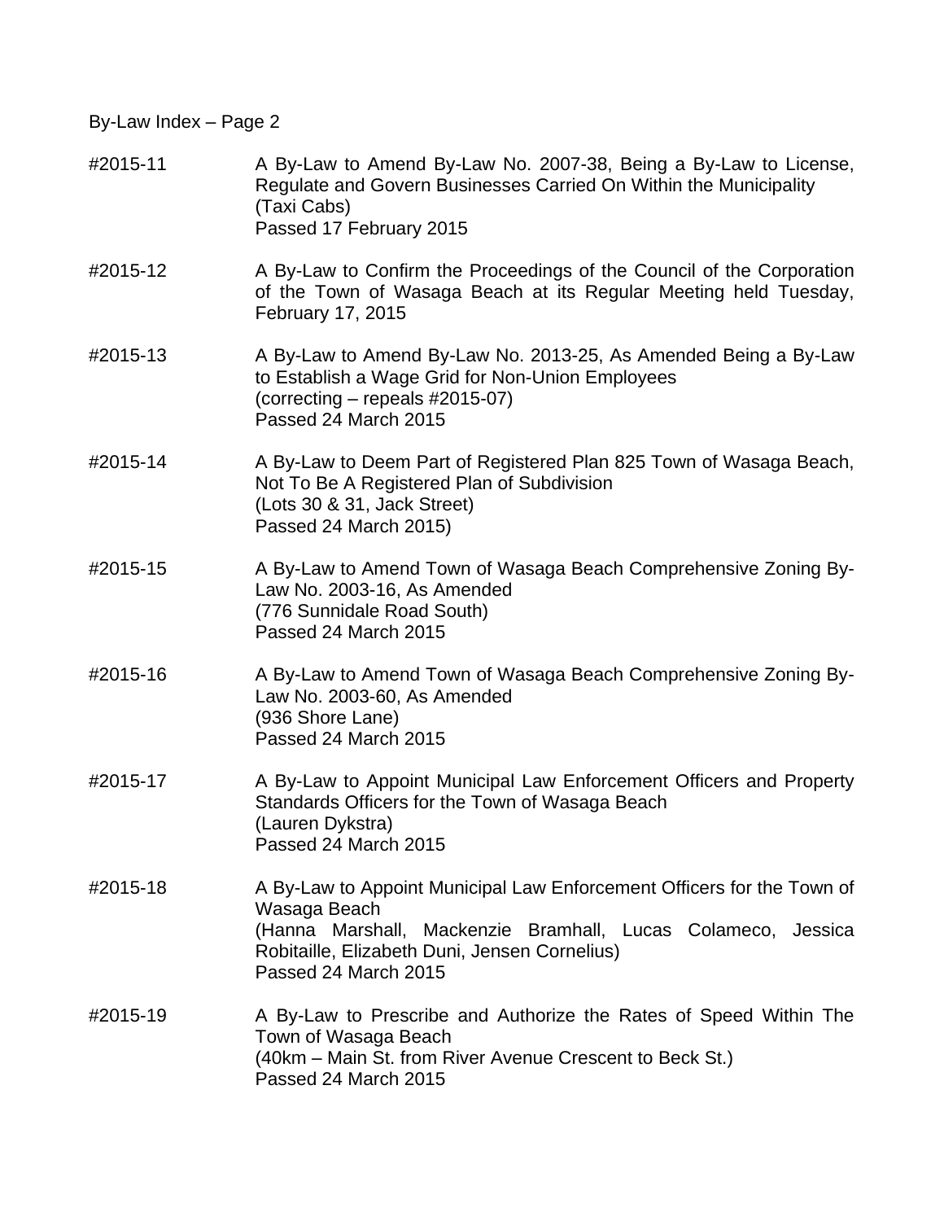By-Law Index – Page 2

#2015-11 A By-Law to Amend By-Law No. 2007-38, Being a By-Law to License, Regulate and Govern Businesses Carried On Within the Municipality
(Taxi Cabs)
Passed 17 February 2015

#2015-12 A By-Law to Confirm the Proceedings of the Council of the Corporation of the Town of Wasaga Beach at its Regular Meeting held Tuesday, February 17, 2015

#2015-13 A By-Law to Amend By-Law No. 2013-25, As Amended Being a By-Law to Establish a Wage Grid for Non-Union Employees
(correcting – repeals #2015-07)
Passed 24 March 2015

#2015-14 A By-Law to Deem Part of Registered Plan 825 Town of Wasaga Beach, Not To Be A Registered Plan of Subdivision
(Lots 30 & 31, Jack Street)
Passed 24 March 2015)

#2015-15 A By-Law to Amend Town of Wasaga Beach Comprehensive Zoning By-Law No. 2003-16, As Amended
(776 Sunnidale Road South)
Passed 24 March 2015

#2015-16 A By-Law to Amend Town of Wasaga Beach Comprehensive Zoning By-Law No. 2003-60, As Amended
(936 Shore Lane)
Passed 24 March 2015

#2015-17 A By-Law to Appoint Municipal Law Enforcement Officers and Property Standards Officers for the Town of Wasaga Beach
(Lauren Dykstra)
Passed 24 March 2015

#2015-18 A By-Law to Appoint Municipal Law Enforcement Officers for the Town of Wasaga Beach
(Hanna Marshall, Mackenzie Bramhall, Lucas Colameco, Jessica Robitaille, Elizabeth Duni, Jensen Cornelius)
Passed 24 March 2015

#2015-19 A By-Law to Prescribe and Authorize the Rates of Speed Within The Town of Wasaga Beach
(40km – Main St. from River Avenue Crescent to Beck St.)
Passed 24 March 2015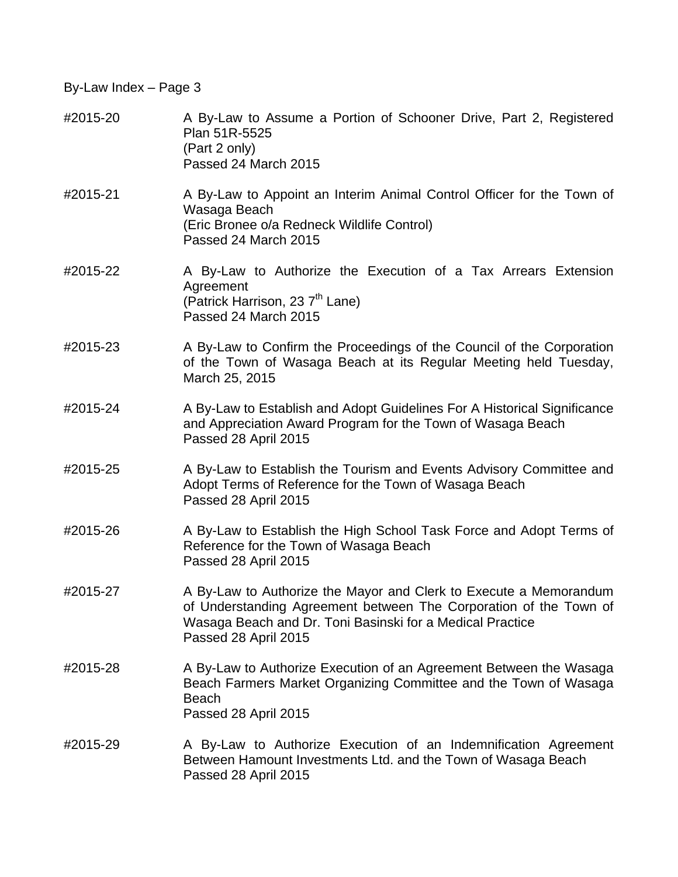By-Law Index – Page 3

| | |
|---|---|
| #2015-20 | A By-Law to Assume a Portion of Schooner Drive, Part 2, Registered Plan 51R-5525<br>(Part 2 only)<br>Passed 24 March 2015 |
| #2015-21 | A By-Law to Appoint an Interim Animal Control Officer for the Town of Wasaga Beach<br>(Eric Bronee o/a Redneck Wildlife Control)<br>Passed 24 March 2015 |
| #2015-22 | A By-Law to Authorize the Execution of a Tax Arrears Extension Agreement<br>(Patrick Harrison, 23 7th Lane)<br>Passed 24 March 2015 |
| #2015-23 | A By-Law to Confirm the Proceedings of the Council of the Corporation of the Town of Wasaga Beach at its Regular Meeting held Tuesday, March 25, 2015 |
| #2015-24 | A By-Law to Establish and Adopt Guidelines For A Historical Significance and Appreciation Award Program for the Town of Wasaga Beach<br>Passed 28 April 2015 |
| #2015-25 | A By-Law to Establish the Tourism and Events Advisory Committee and Adopt Terms of Reference for the Town of Wasaga Beach<br>Passed 28 April 2015 |
| #2015-26 | A By-Law to Establish the High School Task Force and Adopt Terms of Reference for the Town of Wasaga Beach<br>Passed 28 April 2015 |
| #2015-27 | A By-Law to Authorize the Mayor and Clerk to Execute a Memorandum of Understanding Agreement between The Corporation of the Town of Wasaga Beach and Dr. Toni Basinski for a Medical Practice<br>Passed 28 April 2015 |
| #2015-28 | A By-Law to Authorize Execution of an Agreement Between the Wasaga Beach Farmers Market Organizing Committee and the Town of Wasaga Beach<br>Passed 28 April 2015 |
| #2015-29 | A By-Law to Authorize Execution of an Indemnification Agreement Between Hamount Investments Ltd. and the Town of Wasaga Beach<br>Passed 28 April 2015 |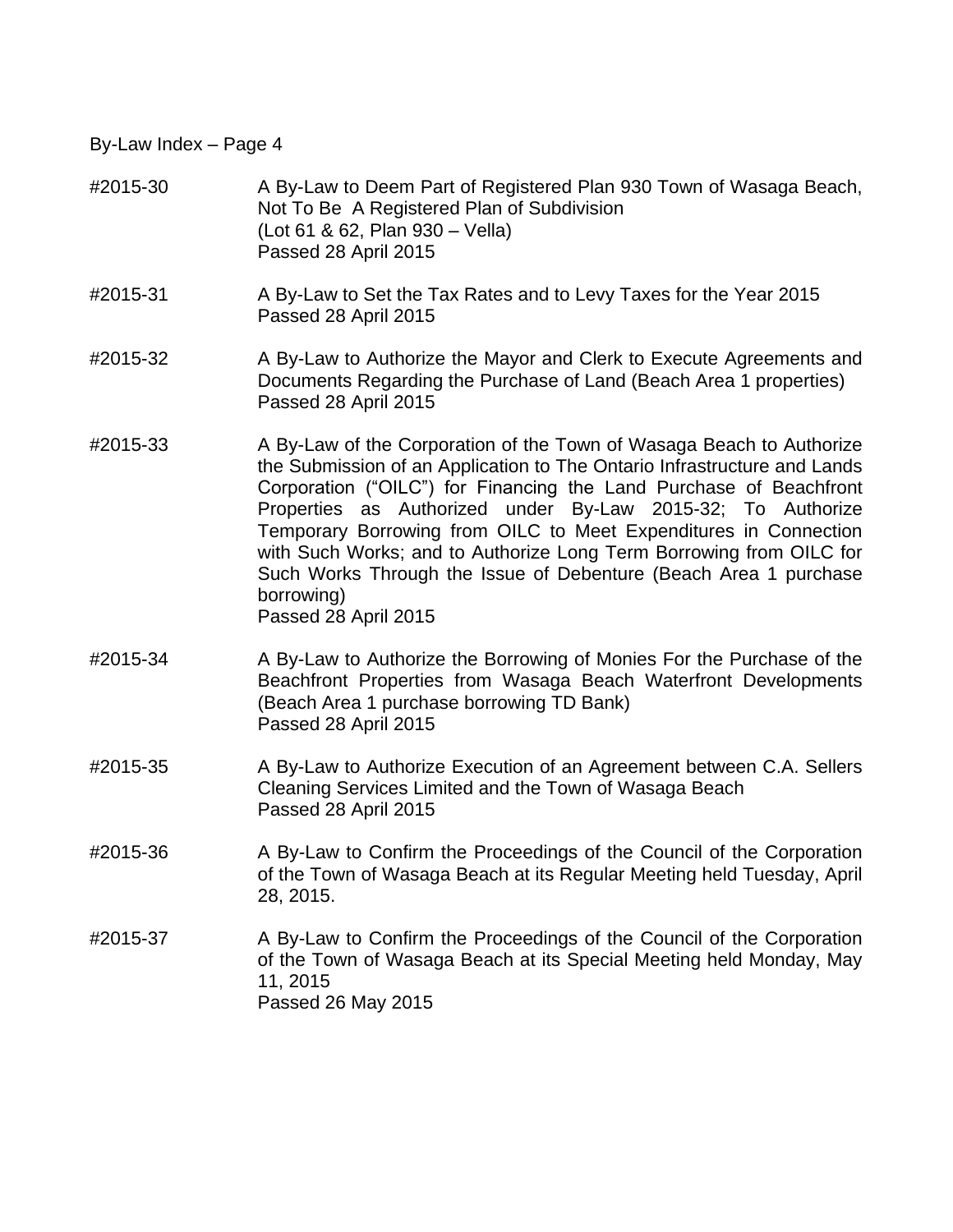By-Law Index – Page 4

| | |
|---|---|
| #2015-30 | A By-Law to Deem Part of Registered Plan 930 Town of Wasaga Beach, Not To Be A Registered Plan of Subdivision<br>(Lot 61 & 62, Plan 930 – Vella)<br>Passed 28 April 2015 |
| #2015-31 | A By-Law to Set the Tax Rates and to Levy Taxes for the Year 2015<br>Passed 28 April 2015 |
| #2015-32 | A By-Law to Authorize the Mayor and Clerk to Execute Agreements and Documents Regarding the Purchase of Land (Beach Area 1 properties)<br>Passed 28 April 2015 |
| #2015-33 | A By-Law of the Corporation of the Town of Wasaga Beach to Authorize the Submission of an Application to The Ontario Infrastructure and Lands Corporation ("OILC") for Financing the Land Purchase of Beachfront Properties as Authorized under By-Law 2015-32; To Authorize Temporary Borrowing from OILC to Meet Expenditures in Connection with Such Works; and to Authorize Long Term Borrowing from OILC for Such Works Through the Issue of Debenture (Beach Area 1 purchase borrowing)<br>Passed 28 April 2015 |
| #2015-34 | A By-Law to Authorize the Borrowing of Monies For the Purchase of the Beachfront Properties from Wasaga Beach Waterfront Developments (Beach Area 1 purchase borrowing TD Bank)<br>Passed 28 April 2015 |
| #2015-35 | A By-Law to Authorize Execution of an Agreement between C.A. Sellers Cleaning Services Limited and the Town of Wasaga Beach<br>Passed 28 April 2015 |
| #2015-36 | A By-Law to Confirm the Proceedings of the Council of the Corporation of the Town of Wasaga Beach at its Regular Meeting held Tuesday, April 28, 2015. |
| #2015-37 | A By-Law to Confirm the Proceedings of the Council of the Corporation of the Town of Wasaga Beach at its Special Meeting held Monday, May 11, 2015<br>Passed 26 May 2015 |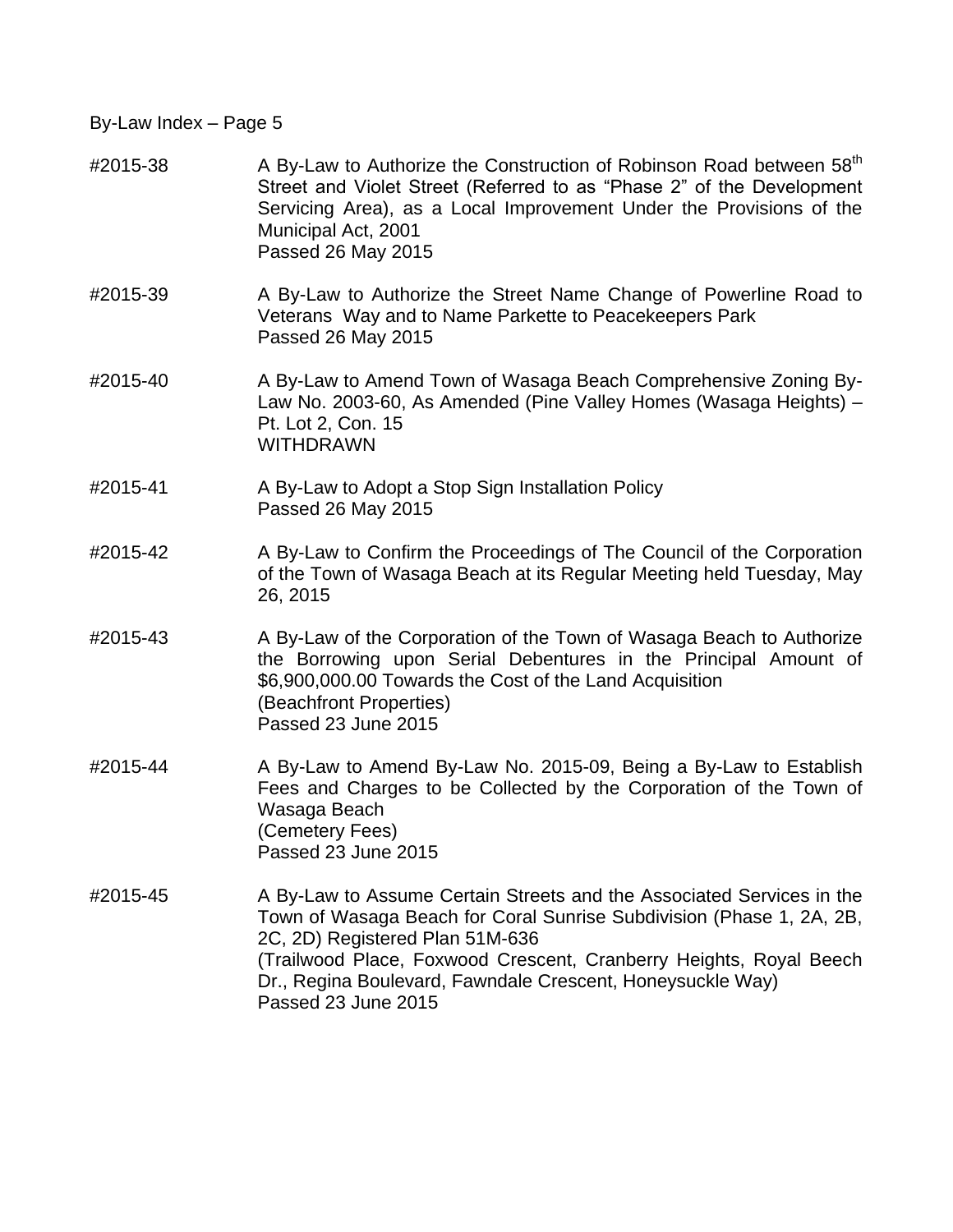By-Law Index – Page 5

#2015-38 A By-Law to Authorize the Construction of Robinson Road between 58th Street and Violet Street (Referred to as "Phase 2" of the Development Servicing Area), as a Local Improvement Under the Provisions of the Municipal Act, 2001
Passed 26 May 2015

#2015-39 A By-Law to Authorize the Street Name Change of Powerline Road to Veterans Way and to Name Parkette to Peacekeepers Park
Passed 26 May 2015

#2015-40 A By-Law to Amend Town of Wasaga Beach Comprehensive Zoning By-Law No. 2003-60, As Amended (Pine Valley Homes (Wasaga Heights) – Pt. Lot 2, Con. 15
WITHDRAWN

#2015-41 A By-Law to Adopt a Stop Sign Installation Policy
Passed 26 May 2015

#2015-42 A By-Law to Confirm the Proceedings of The Council of the Corporation of the Town of Wasaga Beach at its Regular Meeting held Tuesday, May 26, 2015

#2015-43 A By-Law of the Corporation of the Town of Wasaga Beach to Authorize the Borrowing upon Serial Debentures in the Principal Amount of $6,900,000.00 Towards the Cost of the Land Acquisition
(Beachfront Properties)
Passed 23 June 2015

#2015-44 A By-Law to Amend By-Law No. 2015-09, Being a By-Law to Establish Fees and Charges to be Collected by the Corporation of the Town of Wasaga Beach
(Cemetery Fees)
Passed 23 June 2015

#2015-45 A By-Law to Assume Certain Streets and the Associated Services in the Town of Wasaga Beach for Coral Sunrise Subdivision (Phase 1, 2A, 2B, 2C, 2D) Registered Plan 51M-636
(Trailwood Place, Foxwood Crescent, Cranberry Heights, Royal Beech Dr., Regina Boulevard, Fawndale Crescent, Honeysuckle Way)
Passed 23 June 2015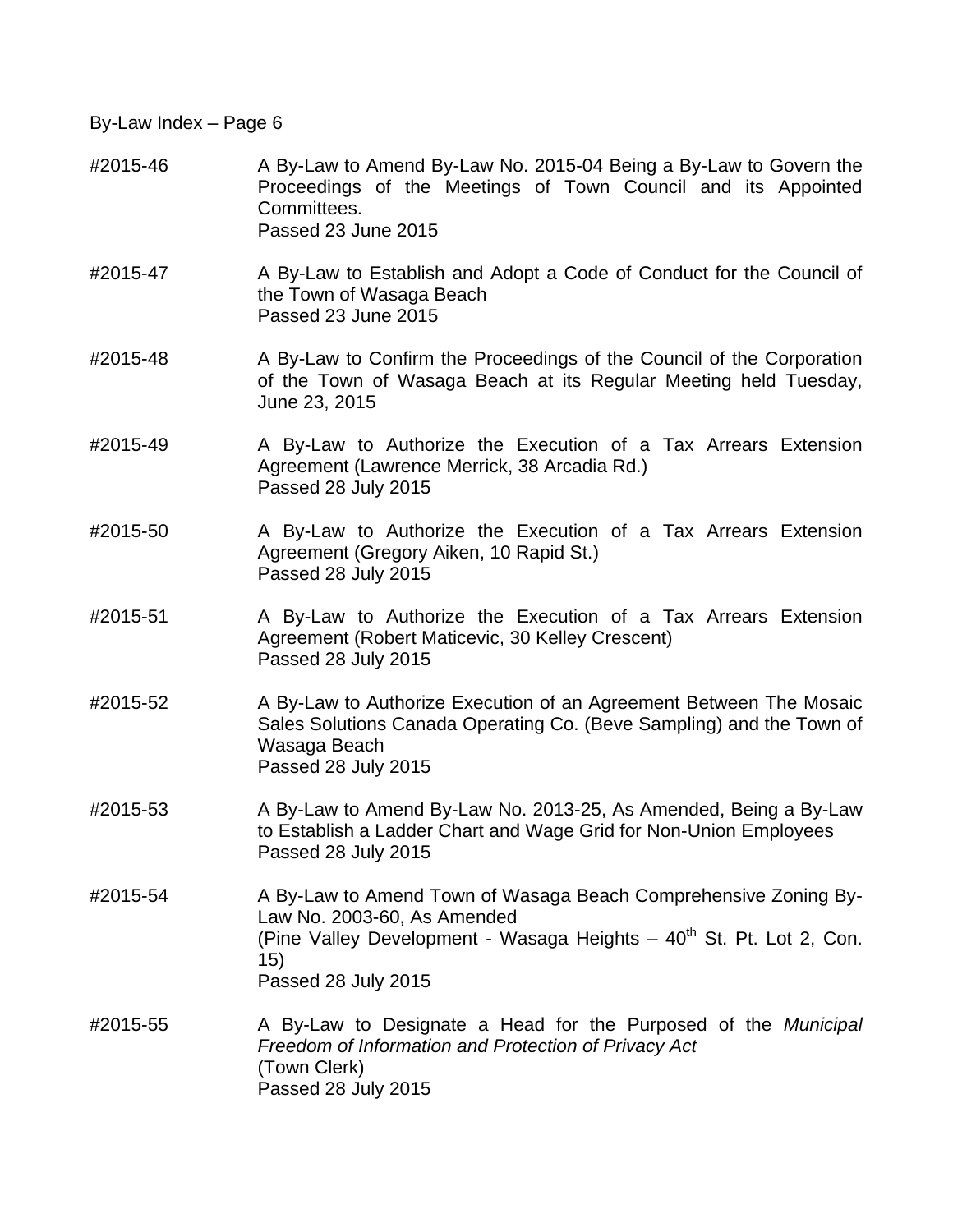By-Law Index – Page 6

#2015-46 A By-Law to Amend By-Law No. 2015-04 Being a By-Law to Govern the Proceedings of the Meetings of Town Council and its Appointed Committees.
Passed 23 June 2015

#2015-47 A By-Law to Establish and Adopt a Code of Conduct for the Council of the Town of Wasaga Beach
Passed 23 June 2015

#2015-48 A By-Law to Confirm the Proceedings of the Council of the Corporation of the Town of Wasaga Beach at its Regular Meeting held Tuesday, June 23, 2015

#2015-49 A By-Law to Authorize the Execution of a Tax Arrears Extension Agreement (Lawrence Merrick, 38 Arcadia Rd.)
Passed 28 July 2015

#2015-50 A By-Law to Authorize the Execution of a Tax Arrears Extension Agreement (Gregory Aiken, 10 Rapid St.)
Passed 28 July 2015

#2015-51 A By-Law to Authorize the Execution of a Tax Arrears Extension Agreement (Robert Maticevic, 30 Kelley Crescent)
Passed 28 July 2015

#2015-52 A By-Law to Authorize Execution of an Agreement Between The Mosaic Sales Solutions Canada Operating Co. (Beve Sampling) and the Town of Wasaga Beach
Passed 28 July 2015

#2015-53 A By-Law to Amend By-Law No. 2013-25, As Amended, Being a By-Law to Establish a Ladder Chart and Wage Grid for Non-Union Employees
Passed 28 July 2015

#2015-54 A By-Law to Amend Town of Wasaga Beach Comprehensive Zoning By-Law No. 2003-60, As Amended
(Pine Valley Development - Wasaga Heights – 40th St. Pt. Lot 2, Con. 15)
Passed 28 July 2015

#2015-55 A By-Law to Designate a Head for the Purposed of the *Municipal Freedom of Information and Protection of Privacy Act*
(Town Clerk)
Passed 28 July 2015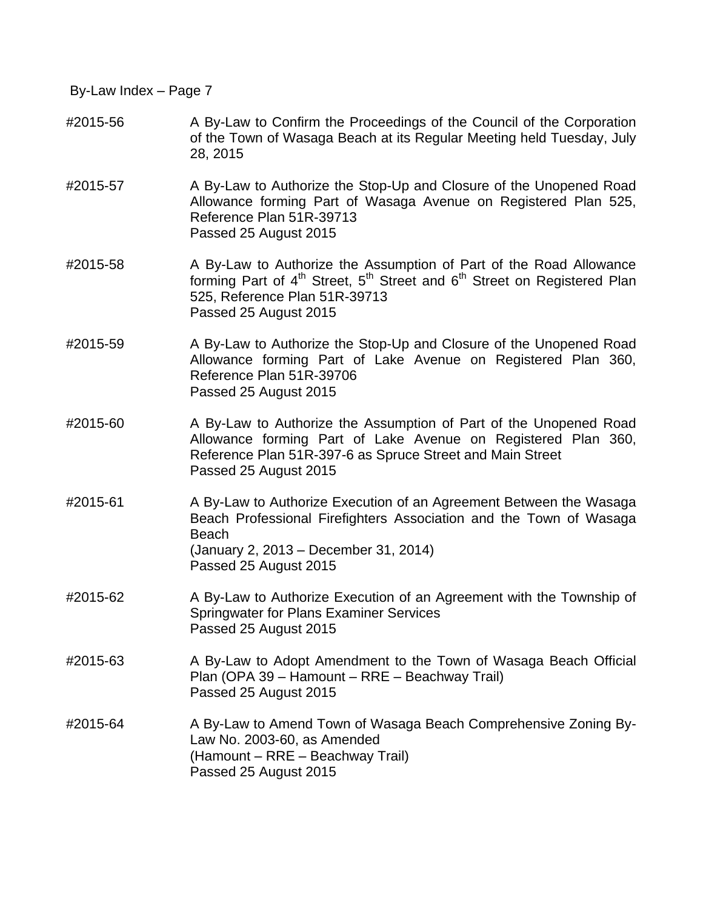| | |
|---|---|
| #2015-56 | A By-Law to Confirm the Proceedings of the Council of the Corporation of the Town of Wasaga Beach at its Regular Meeting held Tuesday, July 28, 2015 |
| #2015-57 | A By-Law to Authorize the Stop-Up and Closure of the Unopened Road Allowance forming Part of Wasaga Avenue on Registered Plan 525, Reference Plan 51R-39713<br>Passed 25 August 2015 |
| #2015-58 | A By-Law to Authorize the Assumption of Part of the Road Allowance forming Part of 4th Street, 5th Street and 6th Street on Registered Plan 525, Reference Plan 51R-39713<br>Passed 25 August 2015 |
| #2015-59 | A By-Law to Authorize the Stop-Up and Closure of the Unopened Road Allowance forming Part of Lake Avenue on Registered Plan 360, Reference Plan 51R-39706<br>Passed 25 August 2015 |
| #2015-60 | A By-Law to Authorize the Assumption of Part of the Unopened Road Allowance forming Part of Lake Avenue on Registered Plan 360, Reference Plan 51R-397-6 as Spruce Street and Main Street<br>Passed 25 August 2015 |
| #2015-61 | A By-Law to Authorize Execution of an Agreement Between the Wasaga Beach Professional Firefighters Association and the Town of Wasaga Beach<br>(January 2, 2013 – December 31, 2014)<br>Passed 25 August 2015 |
| #2015-62 | A By-Law to Authorize Execution of an Agreement with the Township of Springwater for Plans Examiner Services<br>Passed 25 August 2015 |
| #2015-63 | A By-Law to Adopt Amendment to the Town of Wasaga Beach Official Plan (OPA 39 – Hamount – RRE – Beachway Trail)<br>Passed 25 August 2015 |
| #2015-64 | A By-Law to Amend Town of Wasaga Beach Comprehensive Zoning By-Law No. 2003-60, as Amended<br>(Hamount – RRE – Beachway Trail)<br>Passed 25 August 2015 |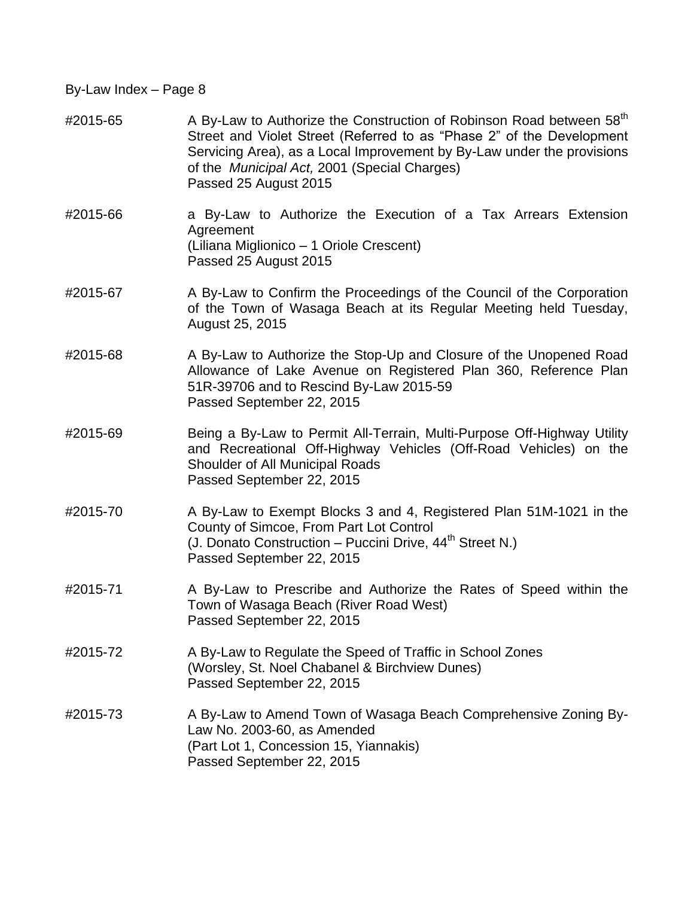#2015-65 A By-Law to Authorize the Construction of Robinson Road between 58$^{th}$ Street and Violet Street (Referred to as "Phase 2" of the Development Servicing Area), as a Local Improvement by By-Law under the provisions of the *Municipal Act,* 2001 (Special Charges)
Passed 25 August 2015

#2015-66 a By-Law to Authorize the Execution of a Tax Arrears Extension Agreement
(Liliana Miglionico – 1 Oriole Crescent)
Passed 25 August 2015

#2015-67 A By-Law to Confirm the Proceedings of the Council of the Corporation of the Town of Wasaga Beach at its Regular Meeting held Tuesday, August 25, 2015

#2015-68 A By-Law to Authorize the Stop-Up and Closure of the Unopened Road Allowance of Lake Avenue on Registered Plan 360, Reference Plan 51R-39706 and to Rescind By-Law 2015-59
Passed September 22, 2015

#2015-69 Being a By-Law to Permit All-Terrain, Multi-Purpose Off-Highway Utility and Recreational Off-Highway Vehicles (Off-Road Vehicles) on the Shoulder of All Municipal Roads
Passed September 22, 2015

#2015-70 A By-Law to Exempt Blocks 3 and 4, Registered Plan 51M-1021 in the County of Simcoe, From Part Lot Control
(J. Donato Construction – Puccini Drive, 44$^{th}$ Street N.)
Passed September 22, 2015

#2015-71 A By-Law to Prescribe and Authorize the Rates of Speed within the Town of Wasaga Beach (River Road West)
Passed September 22, 2015

#2015-72 A By-Law to Regulate the Speed of Traffic in School Zones
(Worsley, St. Noel Chabanel & Birchview Dunes)
Passed September 22, 2015

#2015-73 A By-Law to Amend Town of Wasaga Beach Comprehensive Zoning By-Law No. 2003-60, as Amended
(Part Lot 1, Concession 15, Yiannakis)
Passed September 22, 2015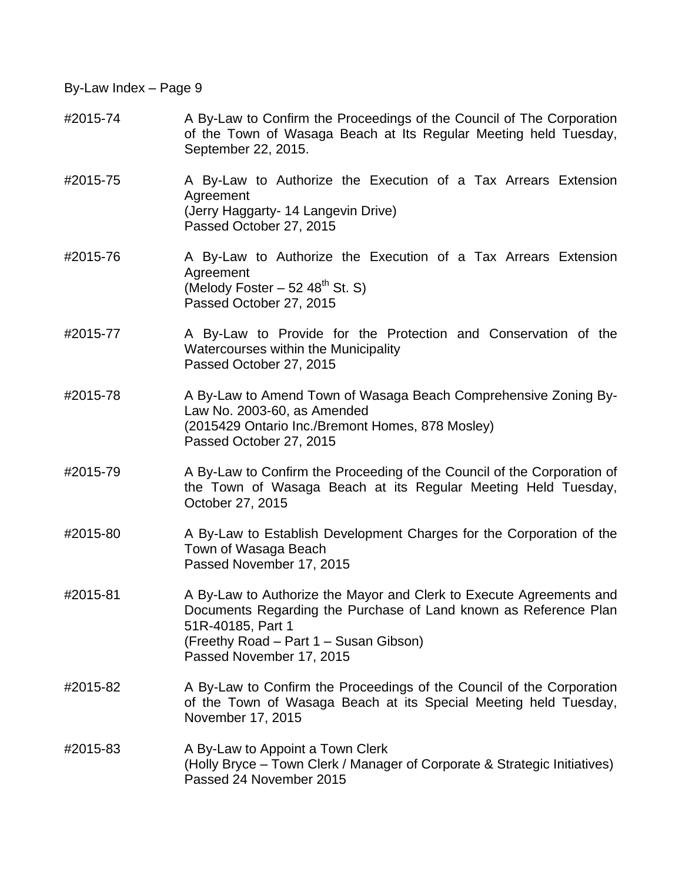| | |
|---|---|
| #2015-74 | A By-Law to Confirm the Proceedings of the Council of The Corporation of the Town of Wasaga Beach at Its Regular Meeting held Tuesday, September 22, 2015. |
| #2015-75 | A By-Law to Authorize the Execution of a Tax Arrears Extension Agreement<br>(Jerry Haggarty- 14 Langevin Drive)<br>Passed October 27, 2015 |
| #2015-76 | A By-Law to Authorize the Execution of a Tax Arrears Extension Agreement<br>(Melody Foster – 52 48th St. S)<br>Passed October 27, 2015 |
| #2015-77 | A By-Law to Provide for the Protection and Conservation of the Watercourses within the Municipality<br>Passed October 27, 2015 |
| #2015-78 | A By-Law to Amend Town of Wasaga Beach Comprehensive Zoning By-Law No. 2003-60, as Amended<br>(2015429 Ontario Inc./Bremont Homes, 878 Mosley)<br>Passed October 27, 2015 |
| #2015-79 | A By-Law to Confirm the Proceeding of the Council of the Corporation of the Town of Wasaga Beach at its Regular Meeting Held Tuesday, October 27, 2015 |
| #2015-80 | A By-Law to Establish Development Charges for the Corporation of the Town of Wasaga Beach<br>Passed November 17, 2015 |
| #2015-81 | A By-Law to Authorize the Mayor and Clerk to Execute Agreements and Documents Regarding the Purchase of Land known as Reference Plan 51R-40185, Part 1<br>(Freethy Road – Part 1 – Susan Gibson)<br>Passed November 17, 2015 |
| #2015-82 | A By-Law to Confirm the Proceedings of the Council of the Corporation of the Town of Wasaga Beach at its Special Meeting held Tuesday, November 17, 2015 |
| #2015-83 | A By-Law to Appoint a Town Clerk<br>(Holly Bryce – Town Clerk / Manager of Corporate & Strategic Initiatives)<br>Passed 24 November 2015 |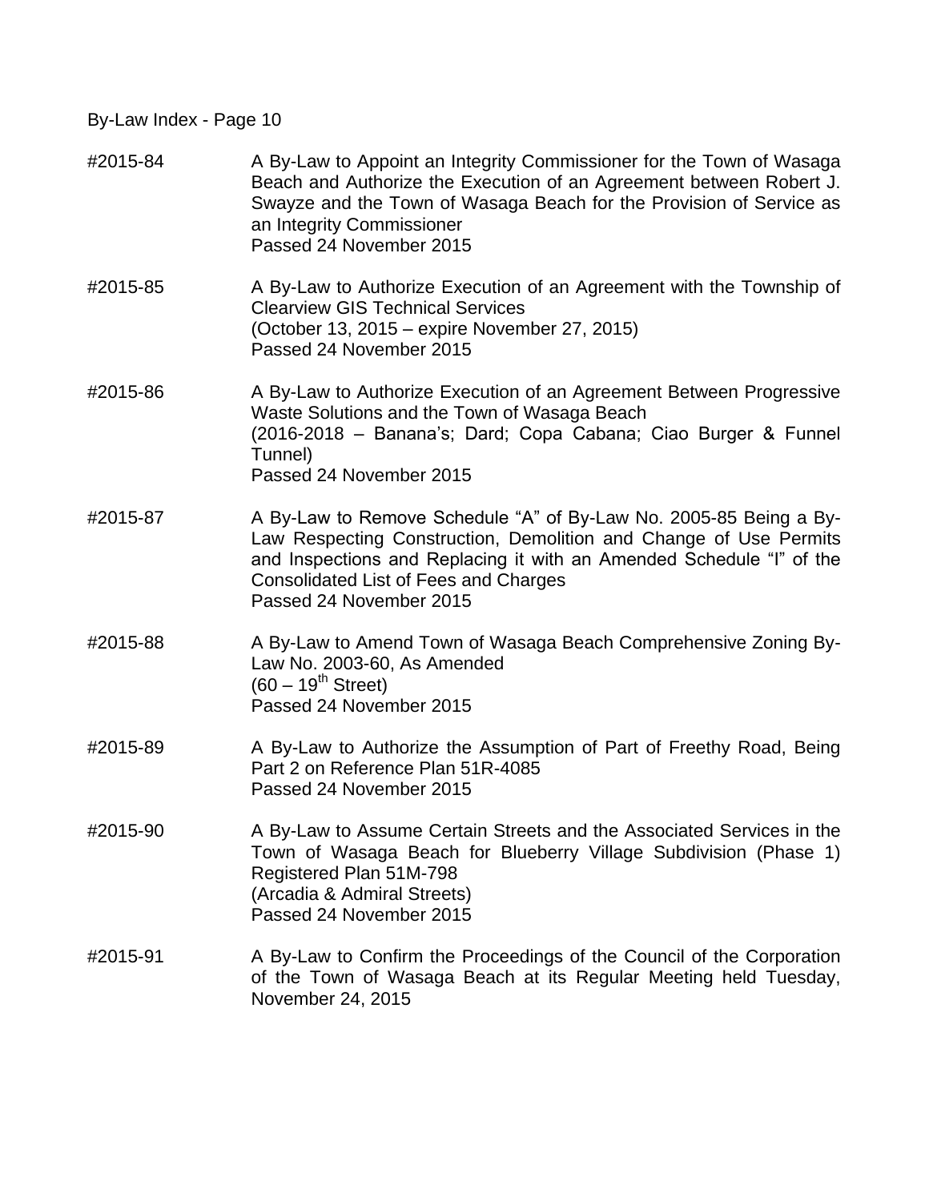By-Law Index - Page 10

#2015-84 A By-Law to Appoint an Integrity Commissioner for the Town of Wasaga Beach and Authorize the Execution of an Agreement between Robert J. Swayze and the Town of Wasaga Beach for the Provision of Service as an Integrity Commissioner
Passed 24 November 2015

#2015-85 A By-Law to Authorize Execution of an Agreement with the Township of Clearview GIS Technical Services
(October 13, 2015 – expire November 27, 2015)
Passed 24 November 2015

#2015-86 A By-Law to Authorize Execution of an Agreement Between Progressive Waste Solutions and the Town of Wasaga Beach
(2016-2018 – Banana's; Dard; Copa Cabana; Ciao Burger & Funnel Tunnel)
Passed 24 November 2015

#2015-87 A By-Law to Remove Schedule "A" of By-Law No. 2005-85 Being a By-Law Respecting Construction, Demolition and Change of Use Permits and Inspections and Replacing it with an Amended Schedule "I" of the Consolidated List of Fees and Charges
Passed 24 November 2015

#2015-88 A By-Law to Amend Town of Wasaga Beach Comprehensive Zoning By-Law No. 2003-60, As Amended
(60 – 19th Street)
Passed 24 November 2015

#2015-89 A By-Law to Authorize the Assumption of Part of Freethy Road, Being Part 2 on Reference Plan 51R-4085
Passed 24 November 2015

#2015-90 A By-Law to Assume Certain Streets and the Associated Services in the Town of Wasaga Beach for Blueberry Village Subdivision (Phase 1) Registered Plan 51M-798
(Arcadia & Admiral Streets)
Passed 24 November 2015

#2015-91 A By-Law to Confirm the Proceedings of the Council of the Corporation of the Town of Wasaga Beach at its Regular Meeting held Tuesday, November 24, 2015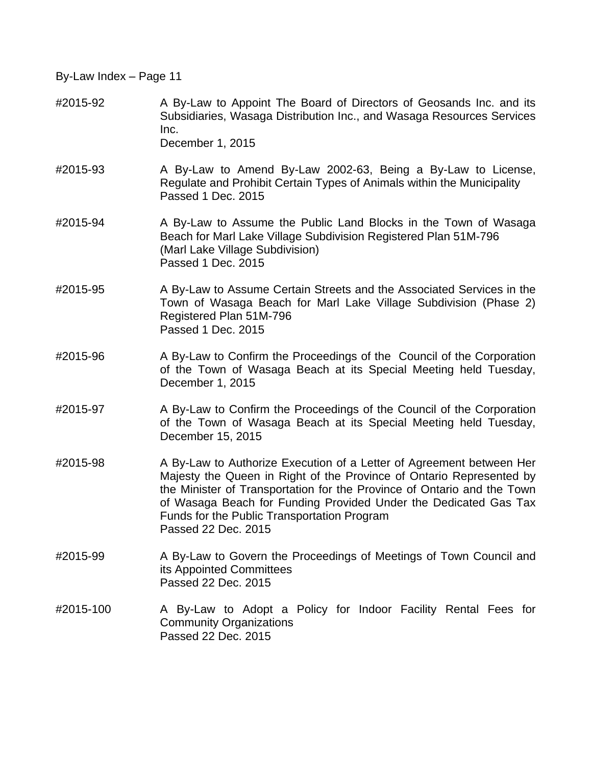By-Law Index – Page 11

| | |
|---|---|
| #2015-92 | A By-Law to Appoint The Board of Directors of Geosands Inc. and its Subsidiaries, Wasaga Distribution Inc., and Wasaga Resources Services Inc.<br>December 1, 2015 |
| #2015-93 | A By-Law to Amend By-Law 2002-63, Being a By-Law to License, Regulate and Prohibit Certain Types of Animals within the Municipality<br>Passed 1 Dec. 2015 |
| #2015-94 | A By-Law to Assume the Public Land Blocks in the Town of Wasaga Beach for Marl Lake Village Subdivision Registered Plan 51M-796 (Marl Lake Village Subdivision)<br>Passed 1 Dec. 2015 |
| #2015-95 | A By-Law to Assume Certain Streets and the Associated Services in the Town of Wasaga Beach for Marl Lake Village Subdivision (Phase 2) Registered Plan 51M-796<br>Passed 1 Dec. 2015 |
| #2015-96 | A By-Law to Confirm the Proceedings of the Council of the Corporation of the Town of Wasaga Beach at its Special Meeting held Tuesday, December 1, 2015 |
| #2015-97 | A By-Law to Confirm the Proceedings of the Council of the Corporation of the Town of Wasaga Beach at its Special Meeting held Tuesday, December 15, 2015 |
| #2015-98 | A By-Law to Authorize Execution of a Letter of Agreement between Her Majesty the Queen in Right of the Province of Ontario Represented by the Minister of Transportation for the Province of Ontario and the Town of Wasaga Beach for Funding Provided Under the Dedicated Gas Tax Funds for the Public Transportation Program<br>Passed 22 Dec. 2015 |
| #2015-99 | A By-Law to Govern the Proceedings of Meetings of Town Council and its Appointed Committees<br>Passed 22 Dec. 2015 |
| #2015-100 | A By-Law to Adopt a Policy for Indoor Facility Rental Fees for Community Organizations<br>Passed 22 Dec. 2015 |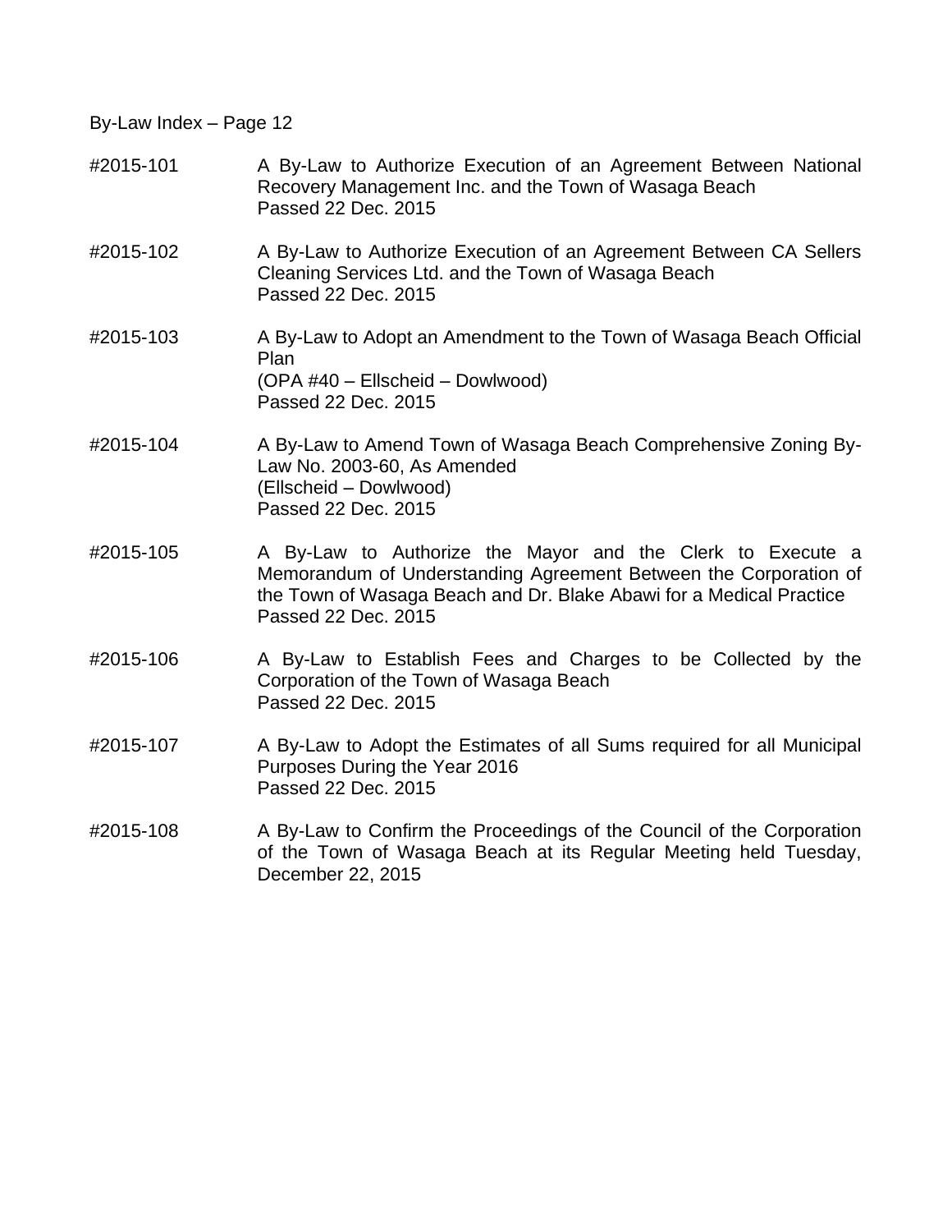By-Law Index – Page 12

| | |
|---|---|
| #2015-101 | A By-Law to Authorize Execution of an Agreement Between National Recovery Management Inc. and the Town of Wasaga Beach<br>Passed 22 Dec. 2015 |
| #2015-102 | A By-Law to Authorize Execution of an Agreement Between CA Sellers Cleaning Services Ltd. and the Town of Wasaga Beach<br>Passed 22 Dec. 2015 |
| #2015-103 | A By-Law to Adopt an Amendment to the Town of Wasaga Beach Official Plan<br>(OPA #40 – Ellscheid – Dowlwood)<br>Passed 22 Dec. 2015 |
| #2015-104 | A By-Law to Amend Town of Wasaga Beach Comprehensive Zoning By-Law No. 2003-60, As Amended<br>(Ellscheid – Dowlwood)<br>Passed 22 Dec. 2015 |
| #2015-105 | A By-Law to Authorize the Mayor and the Clerk to Execute a Memorandum of Understanding Agreement Between the Corporation of the Town of Wasaga Beach and Dr. Blake Abawi for a Medical Practice<br>Passed 22 Dec. 2015 |
| #2015-106 | A By-Law to Establish Fees and Charges to be Collected by the Corporation of the Town of Wasaga Beach<br>Passed 22 Dec. 2015 |
| #2015-107 | A By-Law to Adopt the Estimates of all Sums required for all Municipal Purposes During the Year 2016<br>Passed 22 Dec. 2015 |
| #2015-108 | A By-Law to Confirm the Proceedings of the Council of the Corporation of the Town of Wasaga Beach at its Regular Meeting held Tuesday, December 22, 2015 |